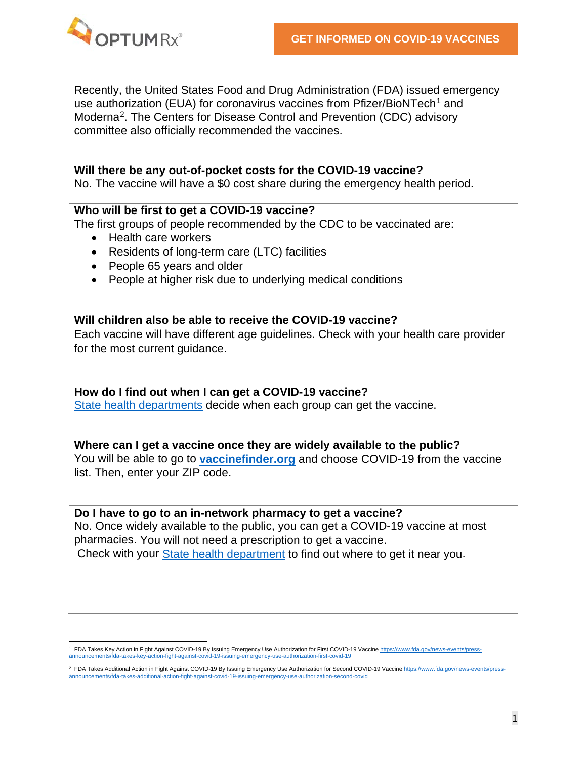# GET INFORMED ON COVID-19 VACCINES

Recently, the United States Food and Drug Administration (FDA) issued emergency use authorization (EUA) for coronavirus vaccines from Pfizer/BioNTech[1] and Moderna[2]. The Centers for Disease Control and Prevention (CDC) advisory committee also officially recommended the vaccines.

**Will there be any out-of-pocket costs for the COVID-19 vaccine?**
No. The vaccine will have a $0 cost share during the emergency health period.

**Who will be first to get a COVID-19 vaccine?**
The first groups of people recommended by the CDC to be vaccinated are:

- Health care workers
- Residents of long-term care (LTC) facilities
- People 65 years and older
- People at higher risk due to underlying medical conditions

**Will children also be able to receive the COVID-19 vaccine?**
Each vaccine will have different age guidelines. Check with your health care provider for the most current guidance.

**How do I find out when I can get a COVID-19 vaccine?**
State health departments decide when each group can get the vaccine.

**Where can I get a vaccine once they are widely available to the public?**
You will be able to go to **vaccinefinder.org** and choose COVID-19 from the vaccine list. Then, enter your ZIP code.

**Do I have to go to an in-network pharmacy to get a vaccine?**
No. Once widely available to the public, you can get a COVID-19 vaccine at most pharmacies. You will not need a prescription to get a vaccine.
Check with your State health department to find out where to get it near you.

---

[1] FDA Takes Key Action in Fight Against COVID-19 By Issuing Emergency Use Authorization for First COVID-19 Vaccine https://www.fda.gov/news-events/press-announcements/fda-takes-key-action-fight-against-covid-19-issuing-emergency-use-authorization-first-covid-19

[2] FDA Takes Additional Action in Fight Against COVID-19 By Issuing Emergency Use Authorization for Second COVID-19 Vaccine https://www.fda.gov/news-events/press-announcements/fda-takes-additional-action-fight-against-covid-19-issuing-emergency-use-authorization-second-covid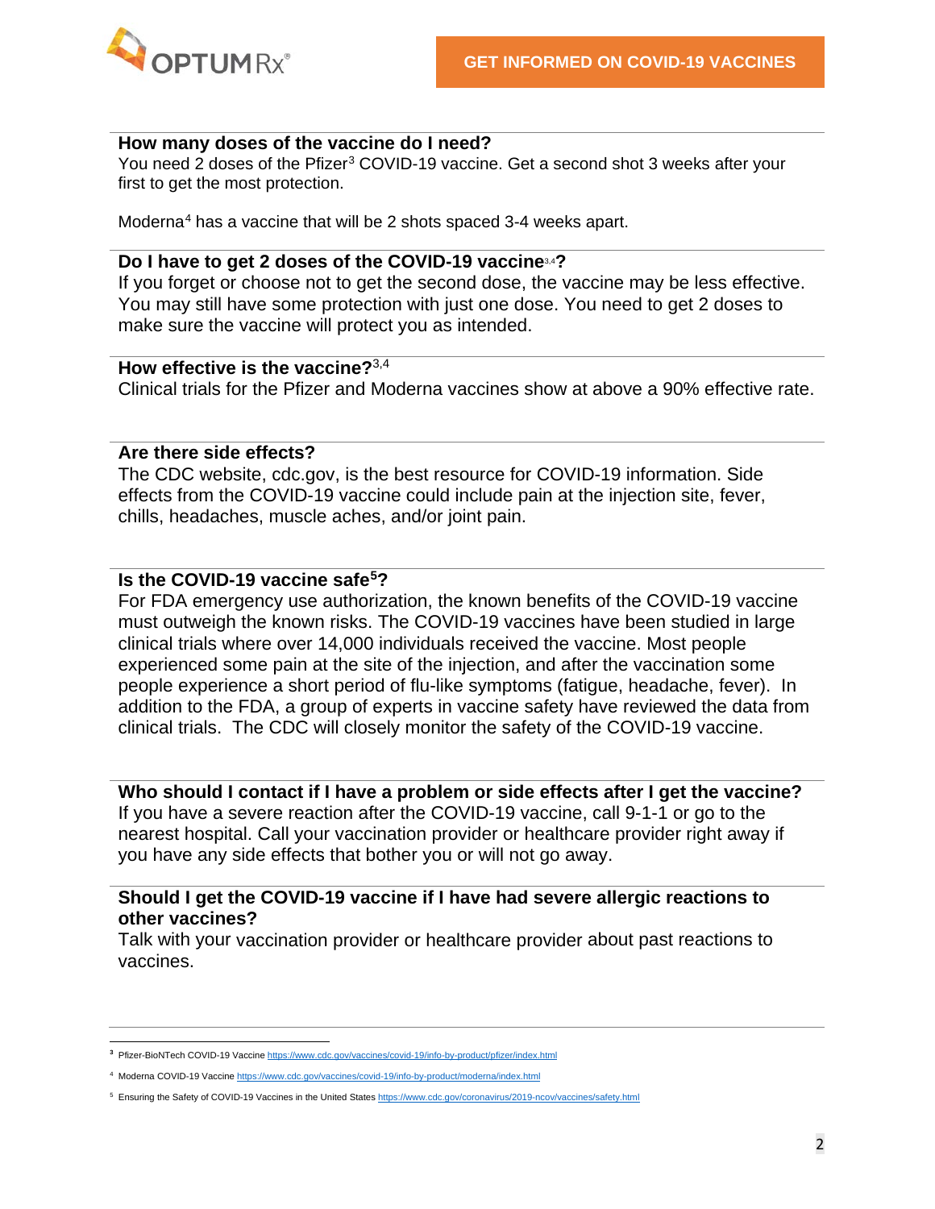**How many doses of the vaccine do I need?**
You need 2 doses of the Pfizer[3] COVID-19 vaccine. Get a second shot 3 weeks after your first to get the most protection.

Moderna[4] has a vaccine that will be 2 shots spaced 3-4 weeks apart.

**Do I have to get 2 doses of the COVID-19 vaccine[3,4]?**
If you forget or choose not to get the second dose, the vaccine may be less effective. You may still have some protection with just one dose. You need to get 2 doses to make sure the vaccine will protect you as intended.

**How effective is the vaccine?**[3,4]
Clinical trials for the Pfizer and Moderna vaccines show at above a 90% effective rate.

**Are there side effects?**
The CDC website, cdc.gov, is the best resource for COVID-19 information. Side effects from the COVID-19 vaccine could include pain at the injection site, fever, chills, headaches, muscle aches, and/or joint pain.

**Is the COVID-19 vaccine safe[5]?**
For FDA emergency use authorization, the known benefits of the COVID-19 vaccine must outweigh the known risks. The COVID-19 vaccines have been studied in large clinical trials where over 14,000 individuals received the vaccine. Most people experienced some pain at the site of the injection, and after the vaccination some people experience a short period of flu-like symptoms (fatigue, headache, fever). In addition to the FDA, a group of experts in vaccine safety have reviewed the data from clinical trials. The CDC will closely monitor the safety of the COVID-19 vaccine.

**Who should I contact if I have a problem or side effects after I get the vaccine?**
If you have a severe reaction after the COVID-19 vaccine, call 9-1-1 or go to the nearest hospital. Call your vaccination provider or healthcare provider right away if you have any side effects that bother you or will not go away.

**Should I get the COVID-19 vaccine if I have had severe allergic reactions to other vaccines?**
Talk with your vaccination provider or healthcare provider about past reactions to vaccines.

---

[3] Pfizer-BioNTech COVID-19 Vaccine https://www.cdc.gov/vaccines/covid-19/info-by-product/pfizer/index.html

[4] Moderna COVID-19 Vaccine https://www.cdc.gov/vaccines/covid-19/info-by-product/moderna/index.html

[5] Ensuring the Safety of COVID-19 Vaccines in the United States https://www.cdc.gov/coronavirus/2019-ncov/vaccines/safety.html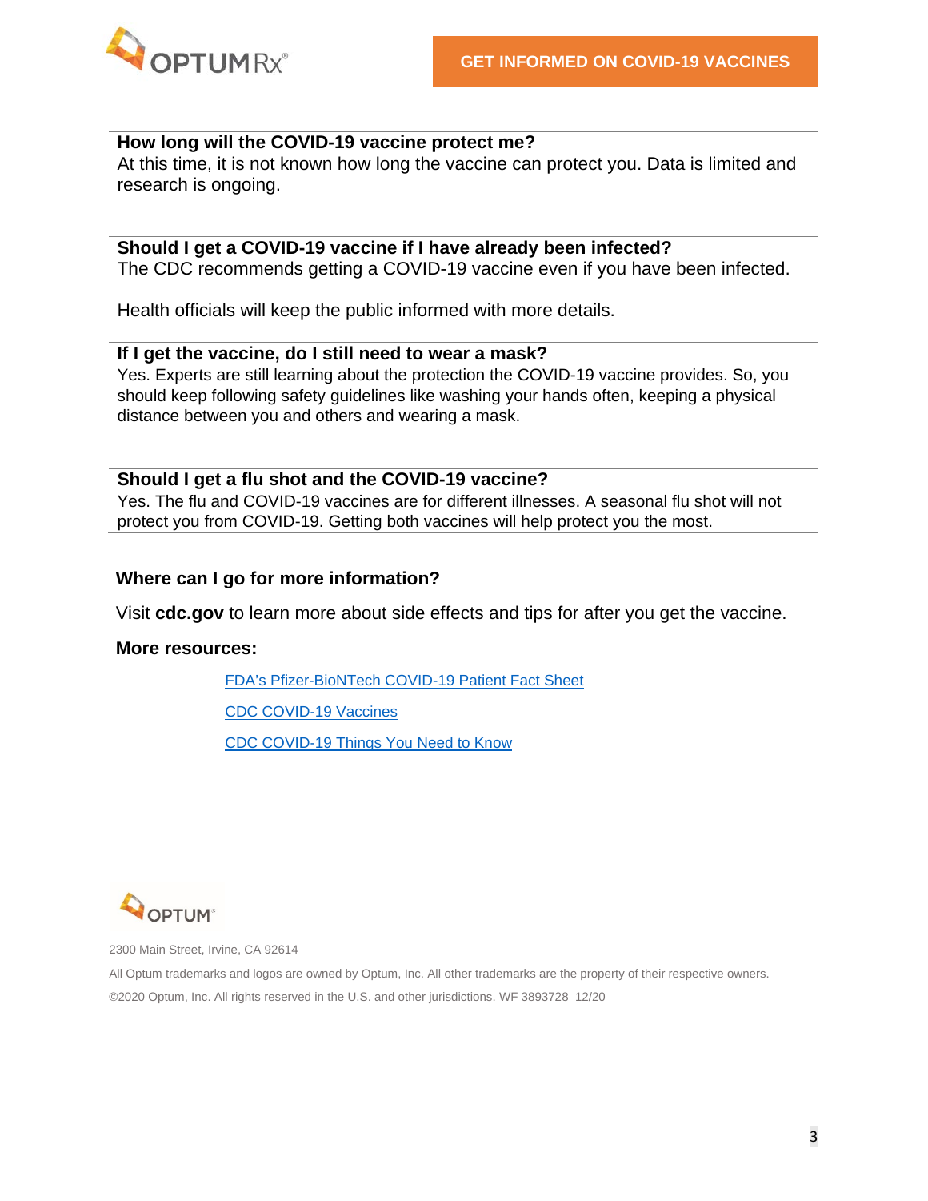GET INFORMED ON COVID-19 VACCINES

### How long will the COVID-19 vaccine protect me?

At this time, it is not known how long the vaccine can protect you. Data is limited and research is ongoing.

### Should I get a COVID-19 vaccine if I have already been infected?

The CDC recommends getting a COVID-19 vaccine even if you have been infected.

Health officials will keep the public informed with more details.

### If I get the vaccine, do I still need to wear a mask?

Yes. Experts are still learning about the protection the COVID-19 vaccine provides. So, you should keep following safety guidelines like washing your hands often, keeping a physical distance between you and others and wearing a mask.

### Should I get a flu shot and the COVID-19 vaccine?

Yes. The flu and COVID-19 vaccines are for different illnesses. A seasonal flu shot will not protect you from COVID-19. Getting both vaccines will help protect you the most.

### Where can I go for more information?

Visit **cdc.gov** to learn more about side effects and tips for after you get the vaccine.

### More resources:

FDA's Pfizer-BioNTech COVID-19 Patient Fact Sheet

CDC COVID-19 Vaccines

CDC COVID-19 Things You Need to Know

OPTUM®

2300 Main Street, Irvine, CA 92614

All Optum trademarks and logos are owned by Optum, Inc. All other trademarks are the property of their respective owners.

©2020 Optum, Inc. All rights reserved in the U.S. and other jurisdictions. WF 3893728 12/20